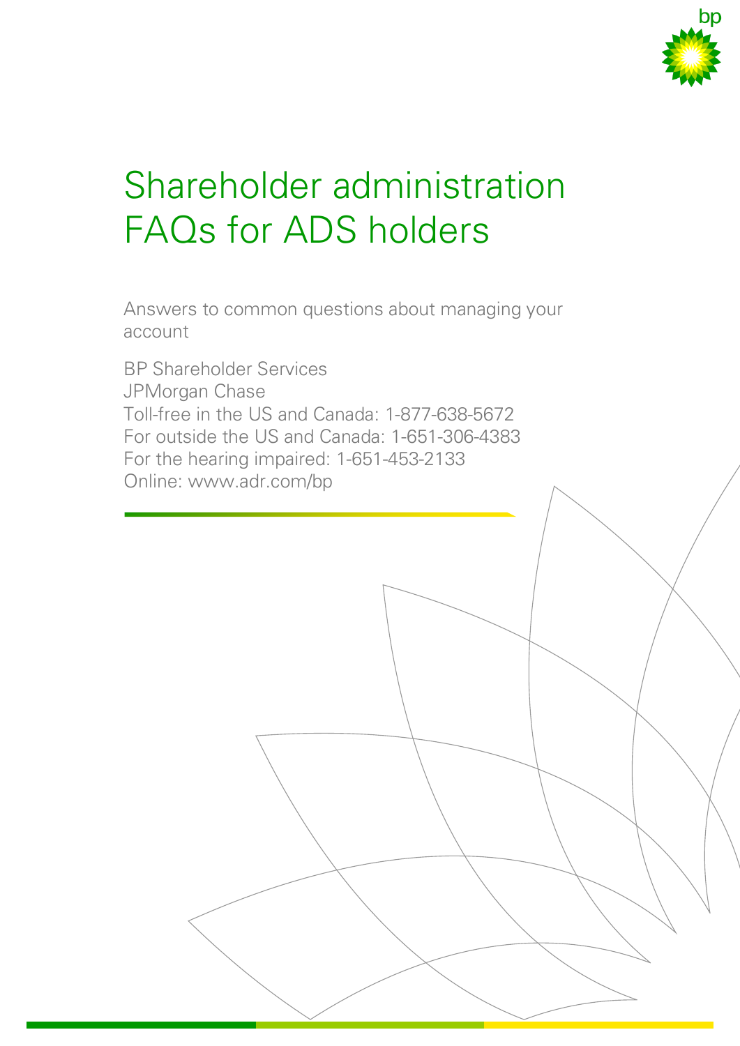# Shareholder administration FAQs for ADS holders

Answers to common questions about managing your account

BP Shareholder Services
JPMorgan Chase
Toll-free in the US and Canada: 1-877-638-5672
For outside the US and Canada: 1-651-306-4383
For the hearing impaired: 1-651-453-2133
Online: www.adr.com/bp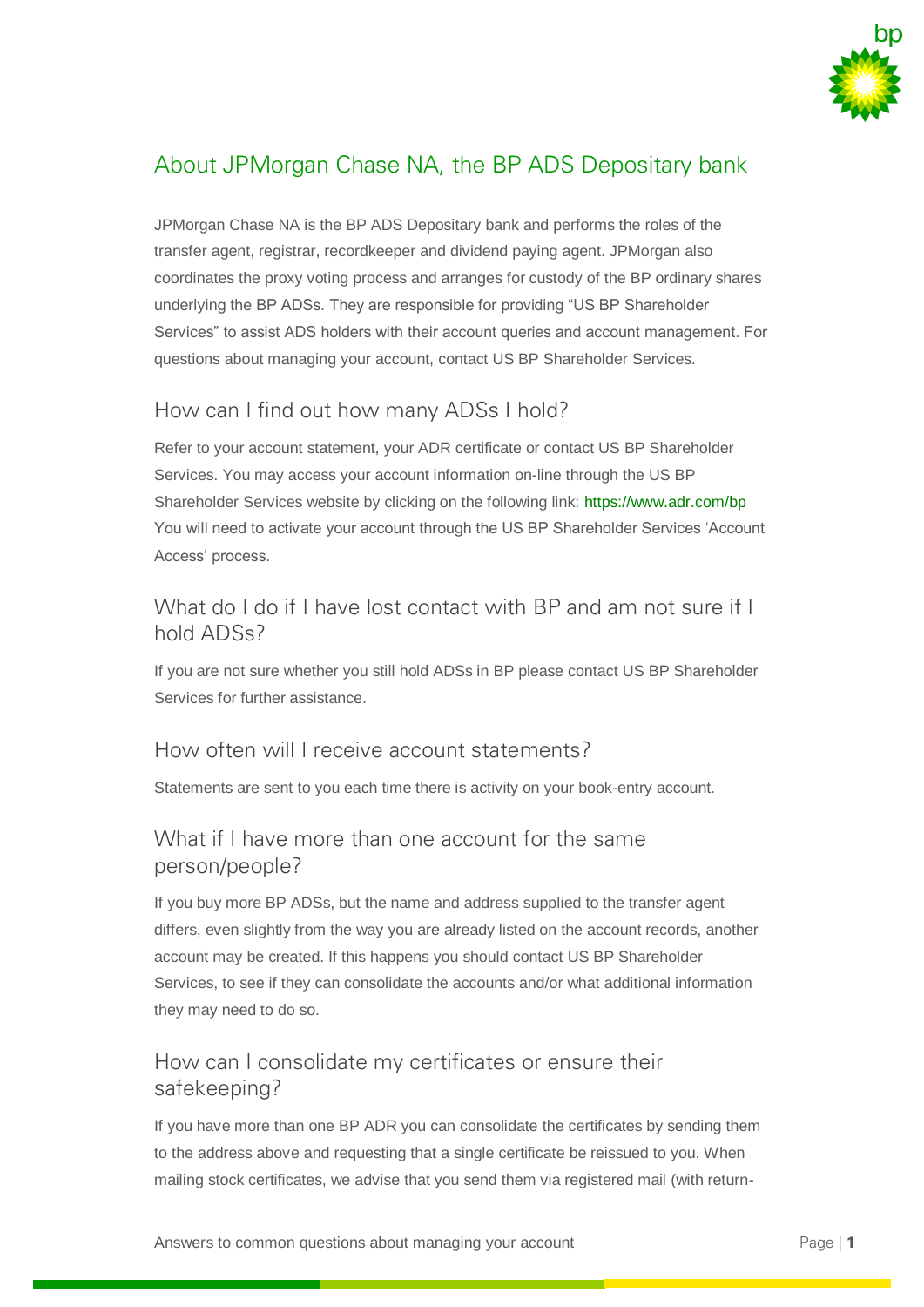## About JPMorgan Chase NA, the BP ADS Depositary bank

JPMorgan Chase NA is the BP ADS Depositary bank and performs the roles of the transfer agent, registrar, recordkeeper and dividend paying agent. JPMorgan also coordinates the proxy voting process and arranges for custody of the BP ordinary shares underlying the BP ADSs. They are responsible for providing "US BP Shareholder Services" to assist ADS holders with their account queries and account management. For questions about managing your account, contact US BP Shareholder Services.

### How can I find out how many ADSs I hold?

Refer to your account statement, your ADR certificate or contact US BP Shareholder Services. You may access your account information on-line through the US BP Shareholder Services website by clicking on the following link: https://www.adr.com/bp You will need to activate your account through the US BP Shareholder Services 'Account Access' process.

### What do I do if I have lost contact with BP and am not sure if I hold ADSs?

If you are not sure whether you still hold ADSs in BP please contact US BP Shareholder Services for further assistance.

### How often will I receive account statements?

Statements are sent to you each time there is activity on your book-entry account.

### What if I have more than one account for the same person/people?

If you buy more BP ADSs, but the name and address supplied to the transfer agent differs, even slightly from the way you are already listed on the account records, another account may be created. If this happens you should contact US BP Shareholder Services, to see if they can consolidate the accounts and/or what additional information they may need to do so.

### How can I consolidate my certificates or ensure their safekeeping?

If you have more than one BP ADR you can consolidate the certificates by sending them to the address above and requesting that a single certificate be reissued to you. When mailing stock certificates, we advise that you send them via registered mail (with return-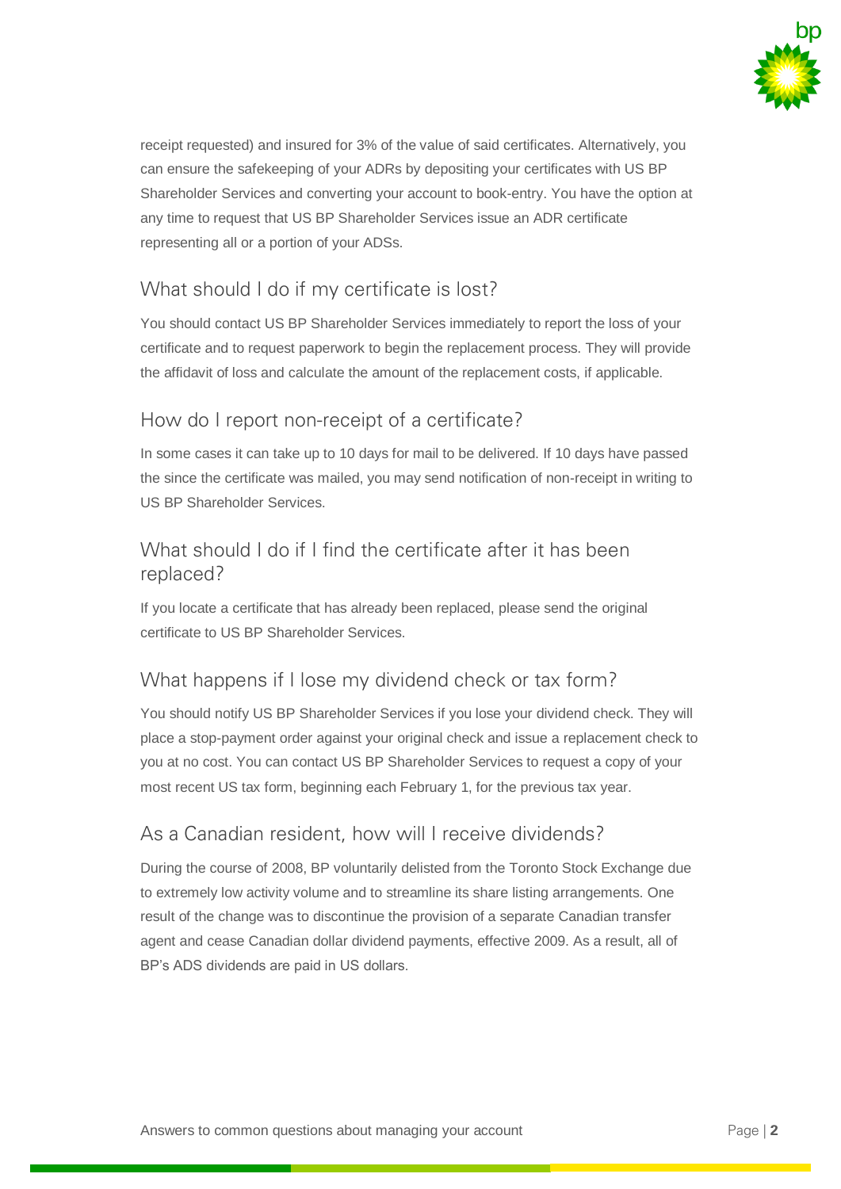receipt requested) and insured for 3% of the value of said certificates. Alternatively, you can ensure the safekeeping of your ADRs by depositing your certificates with US BP Shareholder Services and converting your account to book-entry. You have the option at any time to request that US BP Shareholder Services issue an ADR certificate representing all or a portion of your ADSs.

## What should I do if my certificate is lost?

You should contact US BP Shareholder Services immediately to report the loss of your certificate and to request paperwork to begin the replacement process. They will provide the affidavit of loss and calculate the amount of the replacement costs, if applicable.

## How do I report non-receipt of a certificate?

In some cases it can take up to 10 days for mail to be delivered. If 10 days have passed the since the certificate was mailed, you may send notification of non-receipt in writing to US BP Shareholder Services.

## What should I do if I find the certificate after it has been replaced?

If you locate a certificate that has already been replaced, please send the original certificate to US BP Shareholder Services.

## What happens if I lose my dividend check or tax form?

You should notify US BP Shareholder Services if you lose your dividend check. They will place a stop-payment order against your original check and issue a replacement check to you at no cost. You can contact US BP Shareholder Services to request a copy of your most recent US tax form, beginning each February 1, for the previous tax year.

## As a Canadian resident, how will I receive dividends?

During the course of 2008, BP voluntarily delisted from the Toronto Stock Exchange due to extremely low activity volume and to streamline its share listing arrangements. One result of the change was to discontinue the provision of a separate Canadian transfer agent and cease Canadian dollar dividend payments, effective 2009. As a result, all of BP's ADS dividends are paid in US dollars.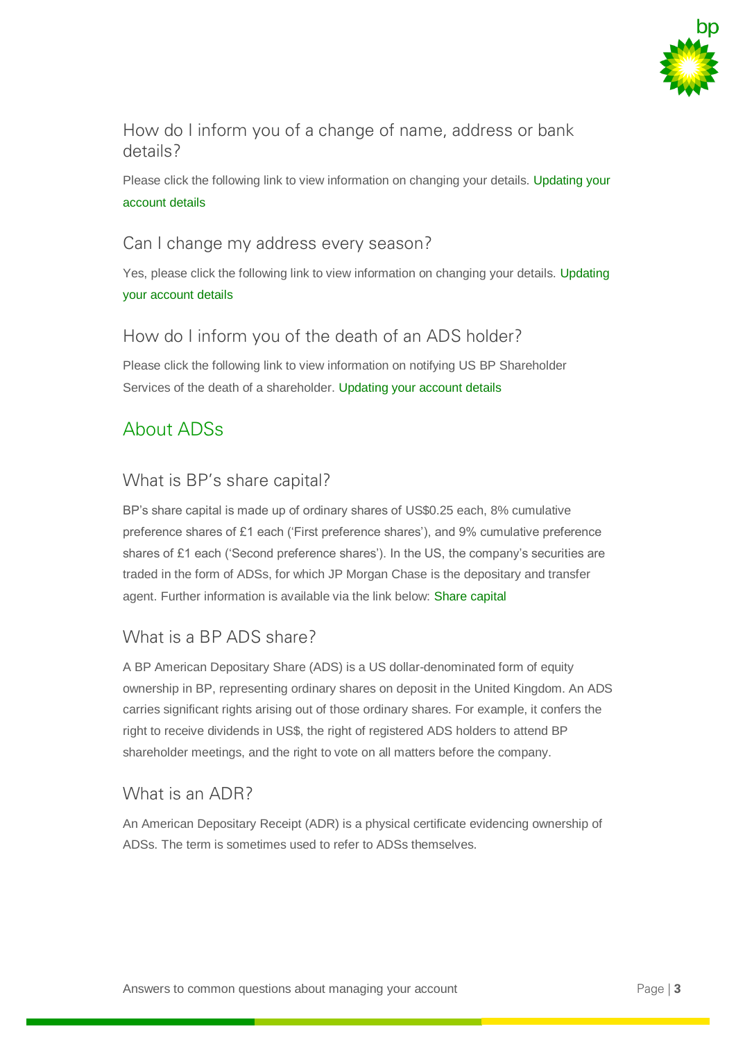### How do I inform you of a change of name, address or bank details?

Please click the following link to view information on changing your details. Updating your account details

### Can I change my address every season?

Yes, please click the following link to view information on changing your details. Updating your account details

### How do I inform you of the death of an ADS holder?

Please click the following link to view information on notifying US BP Shareholder Services of the death of a shareholder. Updating your account details

## About ADSs

### What is BP's share capital?

BP's share capital is made up of ordinary shares of US$0.25 each, 8% cumulative preference shares of £1 each ('First preference shares'), and 9% cumulative preference shares of £1 each ('Second preference shares'). In the US, the company's securities are traded in the form of ADSs, for which JP Morgan Chase is the depositary and transfer agent. Further information is available via the link below: Share capital

### What is a BP ADS share?

A BP American Depositary Share (ADS) is a US dollar-denominated form of equity ownership in BP, representing ordinary shares on deposit in the United Kingdom. An ADS carries significant rights arising out of those ordinary shares. For example, it confers the right to receive dividends in US$, the right of registered ADS holders to attend BP shareholder meetings, and the right to vote on all matters before the company.

### What is an ADR?

An American Depositary Receipt (ADR) is a physical certificate evidencing ownership of ADSs. The term is sometimes used to refer to ADSs themselves.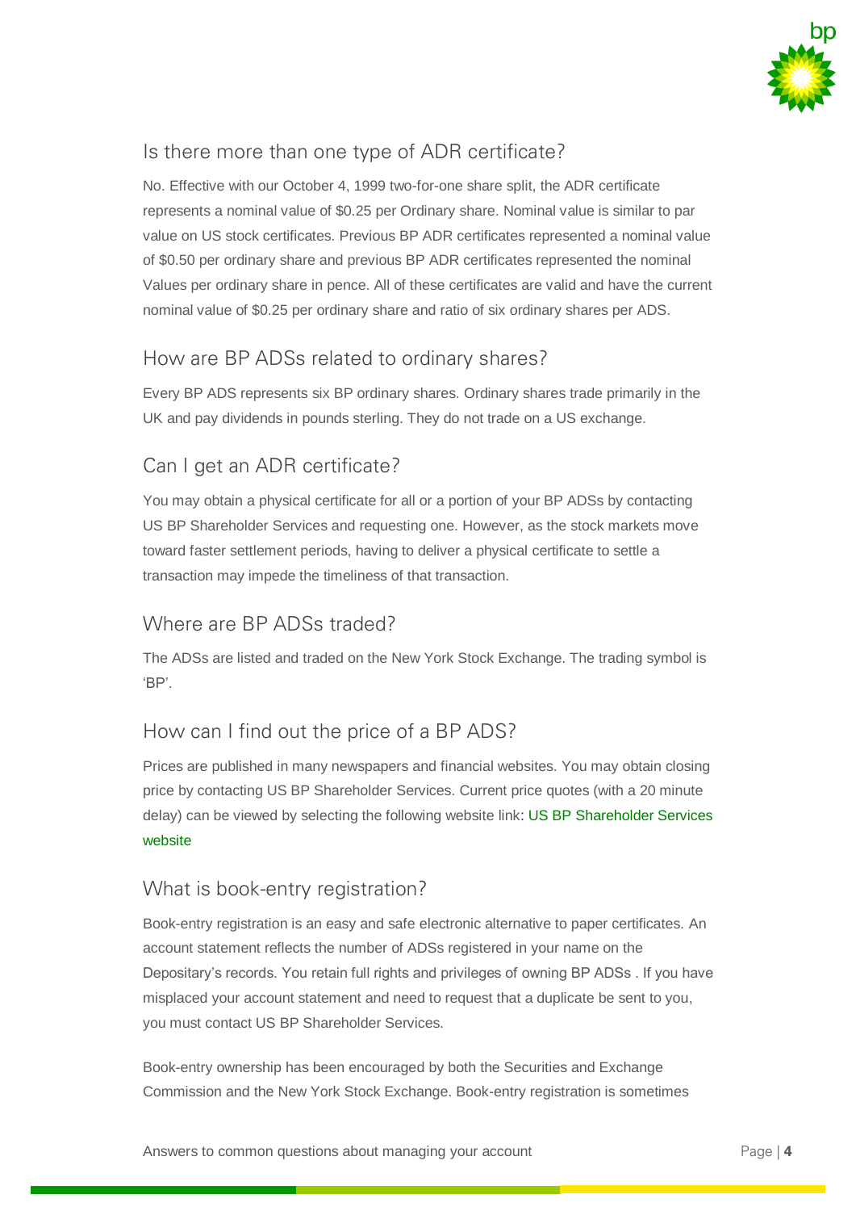## Is there more than one type of ADR certificate?

No. Effective with our October 4, 1999 two-for-one share split, the ADR certificate represents a nominal value of $0.25 per Ordinary share. Nominal value is similar to par value on US stock certificates. Previous BP ADR certificates represented a nominal value of $0.50 per ordinary share and previous BP ADR certificates represented the nominal Values per ordinary share in pence. All of these certificates are valid and have the current nominal value of $0.25 per ordinary share and ratio of six ordinary shares per ADS.

## How are BP ADSs related to ordinary shares?

Every BP ADS represents six BP ordinary shares. Ordinary shares trade primarily in the UK and pay dividends in pounds sterling. They do not trade on a US exchange.

## Can I get an ADR certificate?

You may obtain a physical certificate for all or a portion of your BP ADSs by contacting US BP Shareholder Services and requesting one. However, as the stock markets move toward faster settlement periods, having to deliver a physical certificate to settle a transaction may impede the timeliness of that transaction.

## Where are BP ADSs traded?

The ADSs are listed and traded on the New York Stock Exchange. The trading symbol is 'BP'.

## How can I find out the price of a BP ADS?

Prices are published in many newspapers and financial websites. You may obtain closing price by contacting US BP Shareholder Services. Current price quotes (with a 20 minute delay) can be viewed by selecting the following website link: US BP Shareholder Services website

## What is book-entry registration?

Book-entry registration is an easy and safe electronic alternative to paper certificates. An account statement reflects the number of ADSs registered in your name on the Depositary's records. You retain full rights and privileges of owning BP ADSs . If you have misplaced your account statement and need to request that a duplicate be sent to you, you must contact US BP Shareholder Services.

Book-entry ownership has been encouraged by both the Securities and Exchange Commission and the New York Stock Exchange. Book-entry registration is sometimes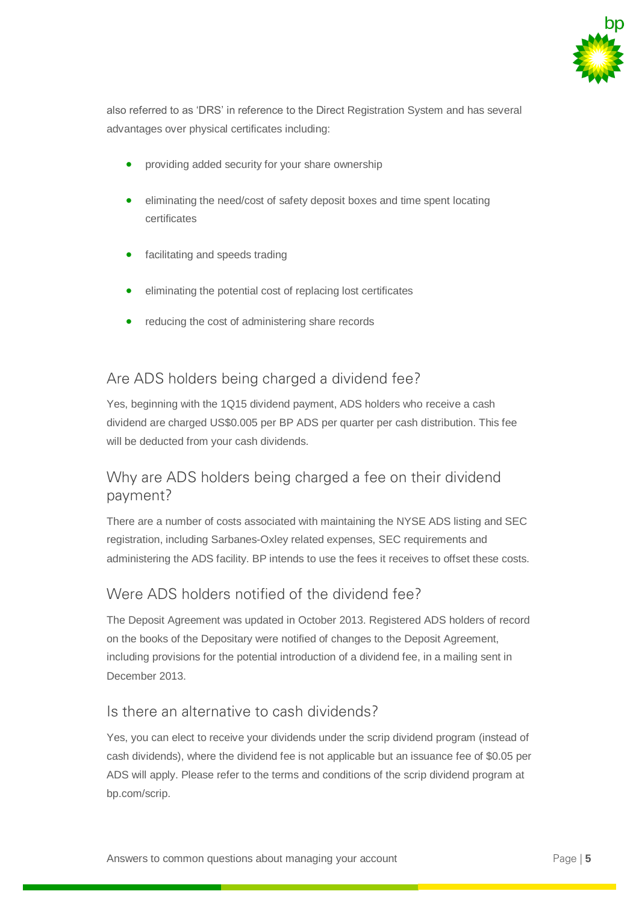also referred to as 'DRS' in reference to the Direct Registration System and has several advantages over physical certificates including:

- providing added security for your share ownership
- eliminating the need/cost of safety deposit boxes and time spent locating certificates
- facilitating and speeds trading
- eliminating the potential cost of replacing lost certificates
- reducing the cost of administering share records

## Are ADS holders being charged a dividend fee?

Yes, beginning with the 1Q15 dividend payment, ADS holders who receive a cash dividend are charged US$0.005 per BP ADS per quarter per cash distribution. This fee will be deducted from your cash dividends.

## Why are ADS holders being charged a fee on their dividend payment?

There are a number of costs associated with maintaining the NYSE ADS listing and SEC registration, including Sarbanes-Oxley related expenses, SEC requirements and administering the ADS facility. BP intends to use the fees it receives to offset these costs.

## Were ADS holders notified of the dividend fee?

The Deposit Agreement was updated in October 2013. Registered ADS holders of record on the books of the Depositary were notified of changes to the Deposit Agreement, including provisions for the potential introduction of a dividend fee, in a mailing sent in December 2013.

## Is there an alternative to cash dividends?

Yes, you can elect to receive your dividends under the scrip dividend program (instead of cash dividends), where the dividend fee is not applicable but an issuance fee of $0.05 per ADS will apply. Please refer to the terms and conditions of the scrip dividend program at bp.com/scrip.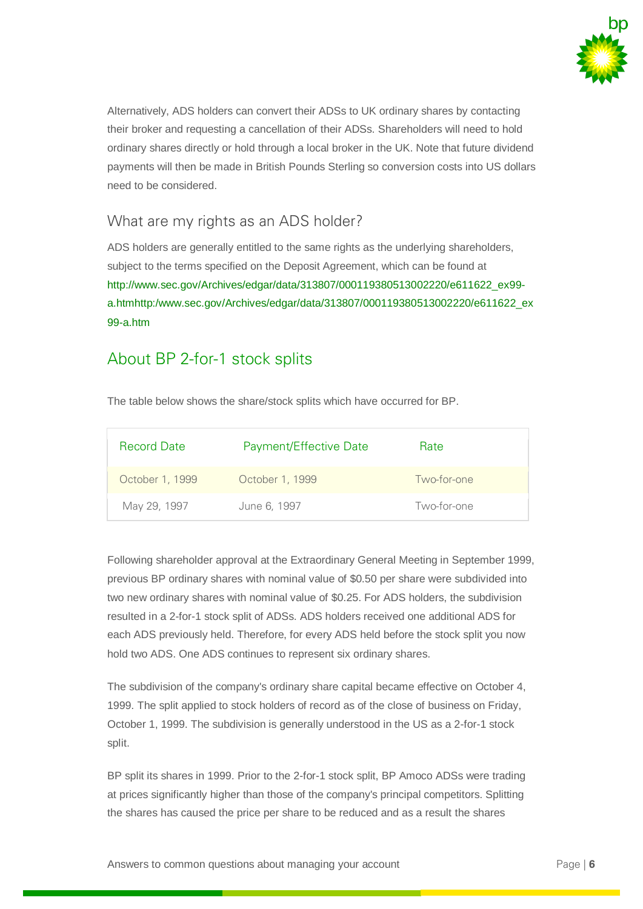Alternatively, ADS holders can convert their ADSs to UK ordinary shares by contacting their broker and requesting a cancellation of their ADSs. Shareholders will need to hold ordinary shares directly or hold through a local broker in the UK. Note that future dividend payments will then be made in British Pounds Sterling so conversion costs into US dollars need to be considered.

### What are my rights as an ADS holder?

ADS holders are generally entitled to the same rights as the underlying shareholders, subject to the terms specified on the Deposit Agreement, which can be found at http://www.sec.gov/Archives/edgar/data/313807/000119380513002220/e611622_ex99-a.htmhttp:/www.sec.gov/Archives/edgar/data/313807/000119380513002220/e611622_ex99-a.htm

## About BP 2-for-1 stock splits

The table below shows the share/stock splits which have occurred for BP.

| Record Date | Payment/Effective Date | Rate |
|---|---|---|
| October 1, 1999 | October 1, 1999 | Two-for-one |
| May 29, 1997 | June 6, 1997 | Two-for-one |

Following shareholder approval at the Extraordinary General Meeting in September 1999, previous BP ordinary shares with nominal value of $0.50 per share were subdivided into two new ordinary shares with nominal value of $0.25. For ADS holders, the subdivision resulted in a 2-for-1 stock split of ADSs. ADS holders received one additional ADS for each ADS previously held. Therefore, for every ADS held before the stock split you now hold two ADS. One ADS continues to represent six ordinary shares.

The subdivision of the company's ordinary share capital became effective on October 4, 1999. The split applied to stock holders of record as of the close of business on Friday, October 1, 1999. The subdivision is generally understood in the US as a 2-for-1 stock split.

BP split its shares in 1999. Prior to the 2-for-1 stock split, BP Amoco ADSs were trading at prices significantly higher than those of the company's principal competitors. Splitting the shares has caused the price per share to be reduced and as a result the shares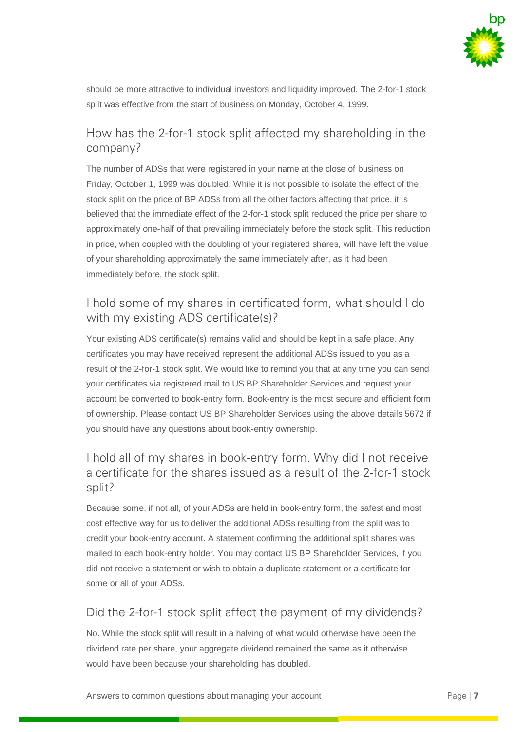should be more attractive to individual investors and liquidity improved. The 2-for-1 stock split was effective from the start of business on Monday, October 4, 1999.

## How has the 2-for-1 stock split affected my shareholding in the company?

The number of ADSs that were registered in your name at the close of business on Friday, October 1, 1999 was doubled. While it is not possible to isolate the effect of the stock split on the price of BP ADSs from all the other factors affecting that price, it is believed that the immediate effect of the 2-for-1 stock split reduced the price per share to approximately one-half of that prevailing immediately before the stock split. This reduction in price, when coupled with the doubling of your registered shares, will have left the value of your shareholding approximately the same immediately after, as it had been immediately before, the stock split.

## I hold some of my shares in certificated form, what should I do with my existing ADS certificate(s)?

Your existing ADS certificate(s) remains valid and should be kept in a safe place. Any certificates you may have received represent the additional ADSs issued to you as a result of the 2-for-1 stock split. We would like to remind you that at any time you can send your certificates via registered mail to US BP Shareholder Services and request your account be converted to book-entry form. Book-entry is the most secure and efficient form of ownership. Please contact US BP Shareholder Services using the above details 5672 if you should have any questions about book-entry ownership.

## I hold all of my shares in book-entry form. Why did I not receive a certificate for the shares issued as a result of the 2-for-1 stock split?

Because some, if not all, of your ADSs are held in book-entry form, the safest and most cost effective way for us to deliver the additional ADSs resulting from the split was to credit your book-entry account. A statement confirming the additional split shares was mailed to each book-entry holder. You may contact US BP Shareholder Services, if you did not receive a statement or wish to obtain a duplicate statement or a certificate for some or all of your ADSs.

## Did the 2-for-1 stock split affect the payment of my dividends?

No. While the stock split will result in a halving of what would otherwise have been the dividend rate per share, your aggregate dividend remained the same as it otherwise would have been because your shareholding has doubled.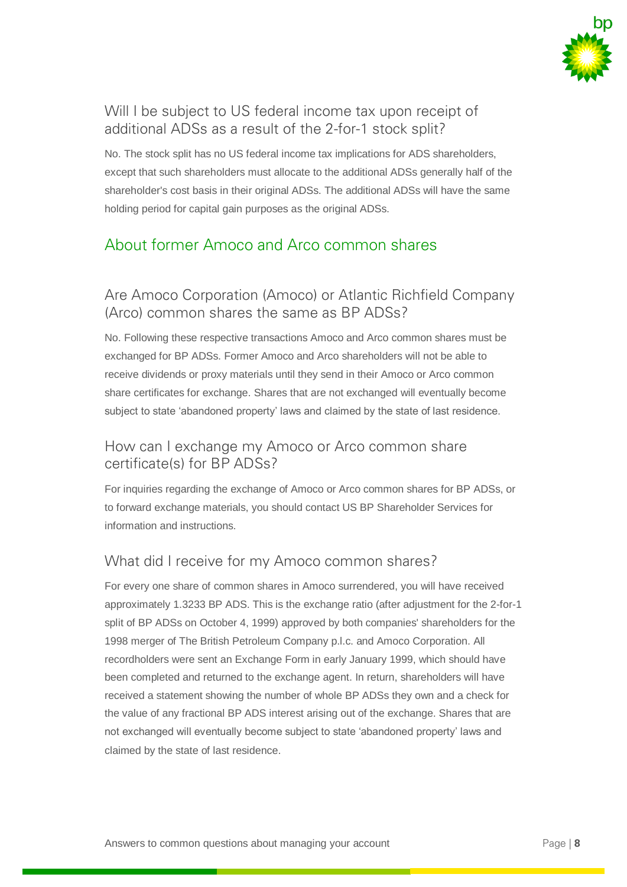### Will I be subject to US federal income tax upon receipt of additional ADSs as a result of the 2-for-1 stock split?

No. The stock split has no US federal income tax implications for ADS shareholders, except that such shareholders must allocate to the additional ADSs generally half of the shareholder's cost basis in their original ADSs. The additional ADSs will have the same holding period for capital gain purposes as the original ADSs.

## About former Amoco and Arco common shares

### Are Amoco Corporation (Amoco) or Atlantic Richfield Company (Arco) common shares the same as BP ADSs?

No. Following these respective transactions Amoco and Arco common shares must be exchanged for BP ADSs. Former Amoco and Arco shareholders will not be able to receive dividends or proxy materials until they send in their Amoco or Arco common share certificates for exchange. Shares that are not exchanged will eventually become subject to state 'abandoned property' laws and claimed by the state of last residence.

### How can I exchange my Amoco or Arco common share certificate(s) for BP ADSs?

For inquiries regarding the exchange of Amoco or Arco common shares for BP ADSs, or to forward exchange materials, you should contact US BP Shareholder Services for information and instructions.

### What did I receive for my Amoco common shares?

For every one share of common shares in Amoco surrendered, you will have received approximately 1.3233 BP ADS. This is the exchange ratio (after adjustment for the 2-for-1 split of BP ADSs on October 4, 1999) approved by both companies' shareholders for the 1998 merger of The British Petroleum Company p.l.c. and Amoco Corporation. All recordholders were sent an Exchange Form in early January 1999, which should have been completed and returned to the exchange agent. In return, shareholders will have received a statement showing the number of whole BP ADSs they own and a check for the value of any fractional BP ADS interest arising out of the exchange. Shares that are not exchanged will eventually become subject to state 'abandoned property' laws and claimed by the state of last residence.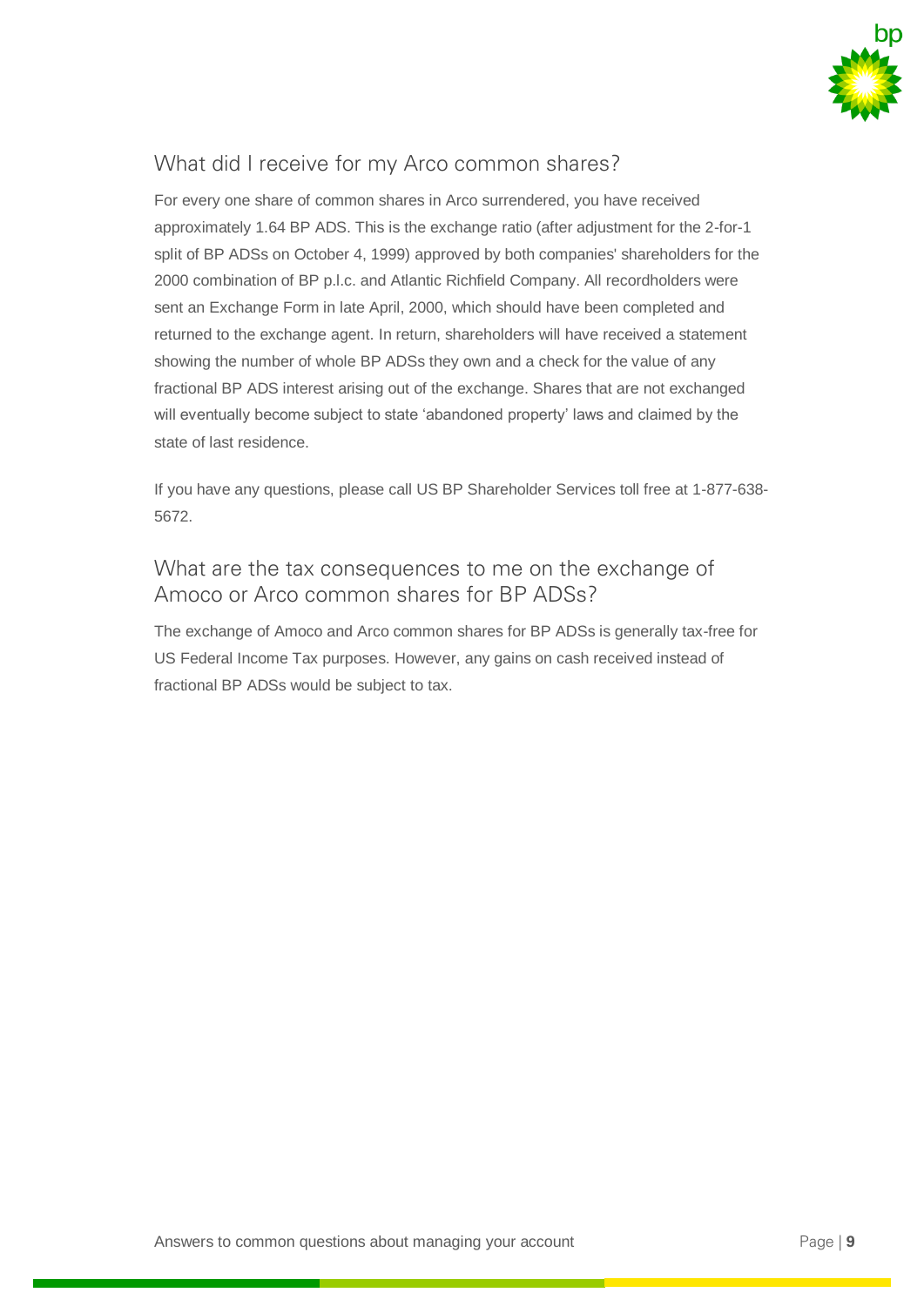## What did I receive for my Arco common shares?

For every one share of common shares in Arco surrendered, you have received approximately 1.64 BP ADS. This is the exchange ratio (after adjustment for the 2-for-1 split of BP ADSs on October 4, 1999) approved by both companies' shareholders for the 2000 combination of BP p.l.c. and Atlantic Richfield Company. All recordholders were sent an Exchange Form in late April, 2000, which should have been completed and returned to the exchange agent. In return, shareholders will have received a statement showing the number of whole BP ADSs they own and a check for the value of any fractional BP ADS interest arising out of the exchange. Shares that are not exchanged will eventually become subject to state 'abandoned property' laws and claimed by the state of last residence.

If you have any questions, please call US BP Shareholder Services toll free at 1-877-638-5672.

## What are the tax consequences to me on the exchange of Amoco or Arco common shares for BP ADSs?

The exchange of Amoco and Arco common shares for BP ADSs is generally tax-free for US Federal Income Tax purposes. However, any gains on cash received instead of fractional BP ADSs would be subject to tax.